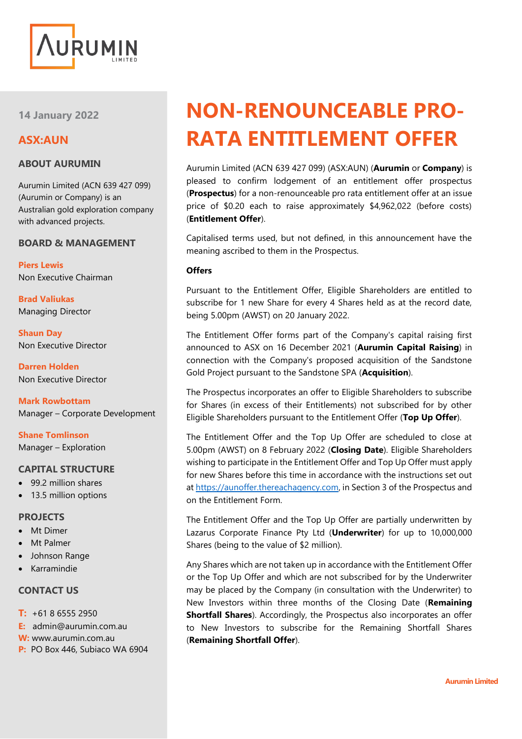AURUMIN LIMITED

14 January 2022

## ASX:AUN

### ABOUT AURUMIN

Aurumin Limited (ACN 639 427 099) (Aurumin or Company) is an Australian gold exploration company with advanced projects.

### BOARD & MANAGEMENT

**Piers Lewis**
Non Executive Chairman

**Brad Valiukas**
Managing Director

**Shaun Day**
Non Executive Director

**Darren Holden**
Non Executive Director

**Mark Rowbottam**
Manager – Corporate Development

**Shane Tomlinson**
Manager – Exploration

### CAPITAL STRUCTURE

- 99.2 million shares
- 13.5 million options

### PROJECTS

- Mt Dimer
- Mt Palmer
- Johnson Range
- Karramindie

### CONTACT US

**T:** +61 8 6555 2950
**E:** admin@aurumin.com.au
**W:** www.aurumin.com.au
**P:** PO Box 446, Subiaco WA 6904

# NON-RENOUNCEABLE PRO-RATA ENTITLEMENT OFFER

Aurumin Limited (ACN 639 427 099) (ASX:AUN) (**Aurumin** or **Company**) is pleased to confirm lodgement of an entitlement offer prospectus (**Prospectus**) for a non-renounceable pro rata entitlement offer at an issue price of $0.20 each to raise approximately $4,962,022 (before costs) (**Entitlement Offer**).

Capitalised terms used, but not defined, in this announcement have the meaning ascribed to them in the Prospectus.

**Offers**

Pursuant to the Entitlement Offer, Eligible Shareholders are entitled to subscribe for 1 new Share for every 4 Shares held as at the record date, being 5.00pm (AWST) on 20 January 2022.

The Entitlement Offer forms part of the Company's capital raising first announced to ASX on 16 December 2021 (**Aurumin Capital Raising**) in connection with the Company's proposed acquisition of the Sandstone Gold Project pursuant to the Sandstone SPA (**Acquisition**).

The Prospectus incorporates an offer to Eligible Shareholders to subscribe for Shares (in excess of their Entitlements) not subscribed for by other Eligible Shareholders pursuant to the Entitlement Offer (**Top Up Offer**).

The Entitlement Offer and the Top Up Offer are scheduled to close at 5.00pm (AWST) on 8 February 2022 (**Closing Date**). Eligible Shareholders wishing to participate in the Entitlement Offer and Top Up Offer must apply for new Shares before this time in accordance with the instructions set out at https://aunoffer.thereachagency.com, in Section 3 of the Prospectus and on the Entitlement Form.

The Entitlement Offer and the Top Up Offer are partially underwritten by Lazarus Corporate Finance Pty Ltd (**Underwriter**) for up to 10,000,000 Shares (being to the value of $2 million).

Any Shares which are not taken up in accordance with the Entitlement Offer or the Top Up Offer and which are not subscribed for by the Underwriter may be placed by the Company (in consultation with the Underwriter) to New Investors within three months of the Closing Date (**Remaining Shortfall Shares**). Accordingly, the Prospectus also incorporates an offer to New Investors to subscribe for the Remaining Shortfall Shares (**Remaining Shortfall Offer**).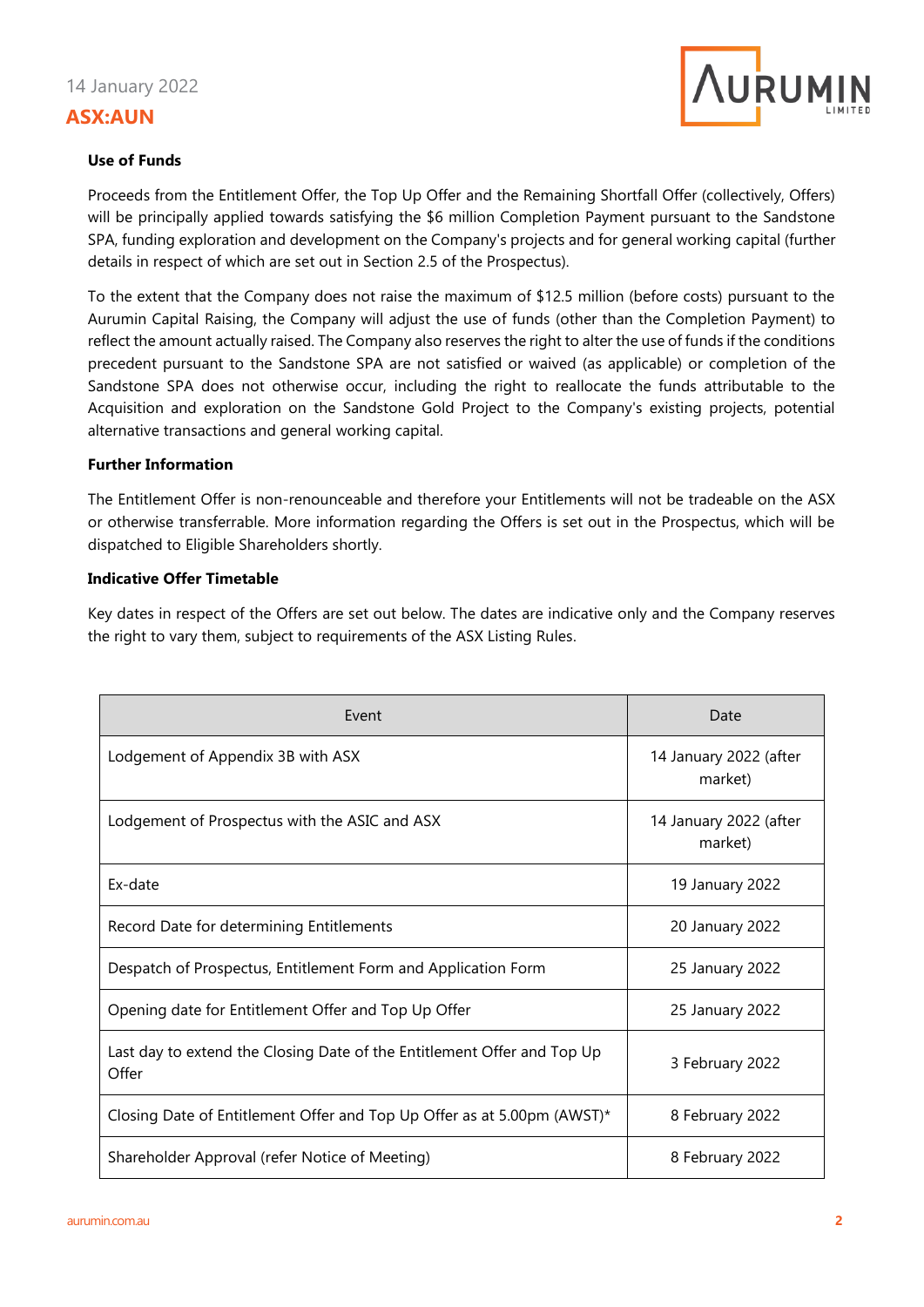**Use of Funds**

Proceeds from the Entitlement Offer, the Top Up Offer and the Remaining Shortfall Offer (collectively, Offers) will be principally applied towards satisfying the $6 million Completion Payment pursuant to the Sandstone SPA, funding exploration and development on the Company's projects and for general working capital (further details in respect of which are set out in Section 2.5 of the Prospectus).

To the extent that the Company does not raise the maximum of $12.5 million (before costs) pursuant to the Aurumin Capital Raising, the Company will adjust the use of funds (other than the Completion Payment) to reflect the amount actually raised. The Company also reserves the right to alter the use of funds if the conditions precedent pursuant to the Sandstone SPA are not satisfied or waived (as applicable) or completion of the Sandstone SPA does not otherwise occur, including the right to reallocate the funds attributable to the Acquisition and exploration on the Sandstone Gold Project to the Company's existing projects, potential alternative transactions and general working capital.

**Further Information**

The Entitlement Offer is non-renounceable and therefore your Entitlements will not be tradeable on the ASX or otherwise transferrable. More information regarding the Offers is set out in the Prospectus, which will be dispatched to Eligible Shareholders shortly.

**Indicative Offer Timetable**

Key dates in respect of the Offers are set out below. The dates are indicative only and the Company reserves the right to vary them, subject to requirements of the ASX Listing Rules.

| Event | Date |
|---|---|
| Lodgement of Appendix 3B with ASX | 14 January 2022 (after market) |
| Lodgement of Prospectus with the ASIC and ASX | 14 January 2022 (after market) |
| Ex-date | 19 January 2022 |
| Record Date for determining Entitlements | 20 January 2022 |
| Despatch of Prospectus, Entitlement Form and Application Form | 25 January 2022 |
| Opening date for Entitlement Offer and Top Up Offer | 25 January 2022 |
| Last day to extend the Closing Date of the Entitlement Offer and Top Up Offer | 3 February 2022 |
| Closing Date of Entitlement Offer and Top Up Offer as at 5.00pm (AWST)* | 8 February 2022 |
| Shareholder Approval (refer Notice of Meeting) | 8 February 2022 |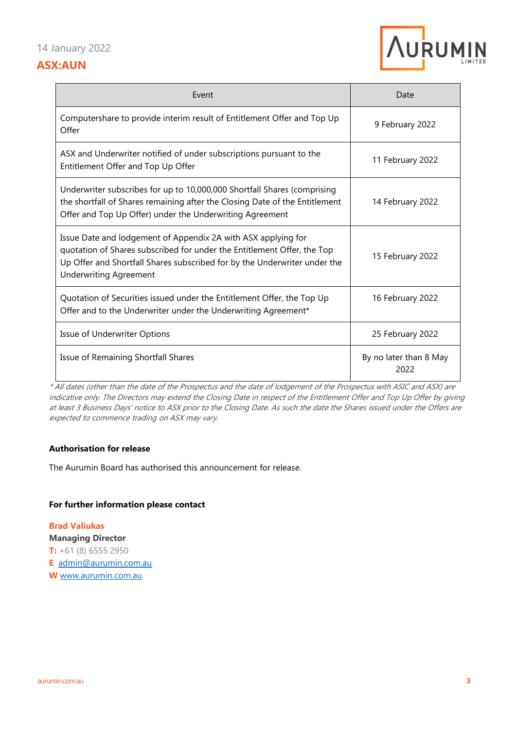14 January 2022

**ASX:AUN**

| Event | Date |
|---|---|
| Computershare to provide interim result of Entitlement Offer and Top Up Offer | 9 February 2022 |
| ASX and Underwriter notified of under subscriptions pursuant to the Entitlement Offer and Top Up Offer | 11 February 2022 |
| Underwriter subscribes for up to 10,000,000 Shortfall Shares (comprising the shortfall of Shares remaining after the Closing Date of the Entitlement Offer and Top Up Offer) under the Underwriting Agreement | 14 February 2022 |
| Issue Date and lodgement of Appendix 2A with ASX applying for quotation of Shares subscribed for under the Entitlement Offer, the Top Up Offer and Shortfall Shares subscribed for by the Underwriter under the Underwriting Agreement | 15 February 2022 |
| Quotation of Securities issued under the Entitlement Offer, the Top Up Offer and to the Underwriter under the Underwriting Agreement* | 16 February 2022 |
| Issue of Underwriter Options | 25 February 2022 |
| Issue of Remaining Shortfall Shares | By no later than 8 May 2022 |

*\* All dates (other than the date of the Prospectus and the date of lodgement of the Prospectus with ASIC and ASX) are indicative only. The Directors may extend the Closing Date in respect of the Entitlement Offer and Top Up Offer by giving at least 3 Business Days' notice to ASX prior to the Closing Date. As such the date the Shares issued under the Offers are expected to commence trading on ASX may vary.*

**Authorisation for release**

The Aurumin Board has authorised this announcement for release.

**For further information please contact**

**Brad Valiukas**
**Managing Director**
**T:** +61 (8) 6555 2950
**E** admin@aurumin.com.au
**W** www.aurumin.com.au